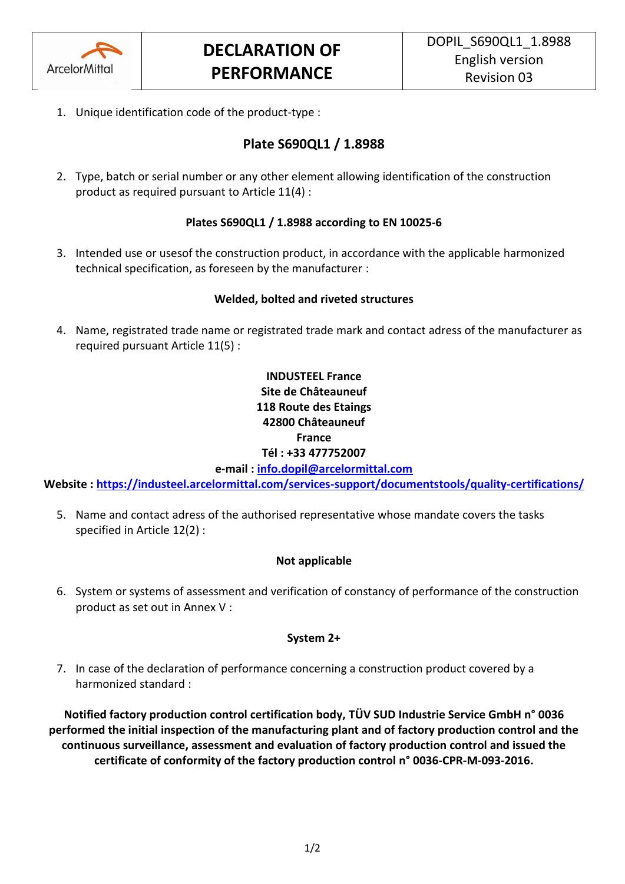| ArcelorMittal | DECLARATION OF PERFORMANCE | DOPIL_S690QL1_1.8988<br>English version<br>Revision 03 |
|---|---|---|

1. Unique identification code of the product-type :

**Plate S690QL1 / 1.8988**

2. Type, batch or serial number or any other element allowing identification of the construction product as required pursuant to Article 11(4) :

**Plates S690QL1 / 1.8988 according to EN 10025-6**

3. Intended use or usesof the construction product, in accordance with the applicable harmonized technical specification, as foreseen by the manufacturer :

**Welded, bolted and riveted structures**

4. Name, registrated trade name or registrated trade mark and contact adress of the manufacturer as required pursuant Article 11(5) :

**INDUSTEEL France**
**Site de Châteauneuf**
**118 Route des Etaings**
**42800 Châteauneuf**
**France**
**Tél : +33 477752007**
**e-mail : info.dopil@arcelormittal.com**
**Website : https://industeel.arcelormittal.com/services-support/documentstools/quality-certifications/**

5. Name and contact adress of the authorised representative whose mandate covers the tasks specified in Article 12(2) :

**Not applicable**

6. System or systems of assessment and verification of constancy of performance of the construction product as set out in Annex V :

**System 2+**

7. In case of the declaration of performance concerning a construction product covered by a harmonized standard :

**Notified factory production control certification body, TÜV SUD Industrie Service GmbH n° 0036 performed the initial inspection of the manufacturing plant and of factory production control and the continuous surveillance, assessment and evaluation of factory production control and issued the certificate of conformity of the factory production control n° 0036-CPR-M-093-2016.**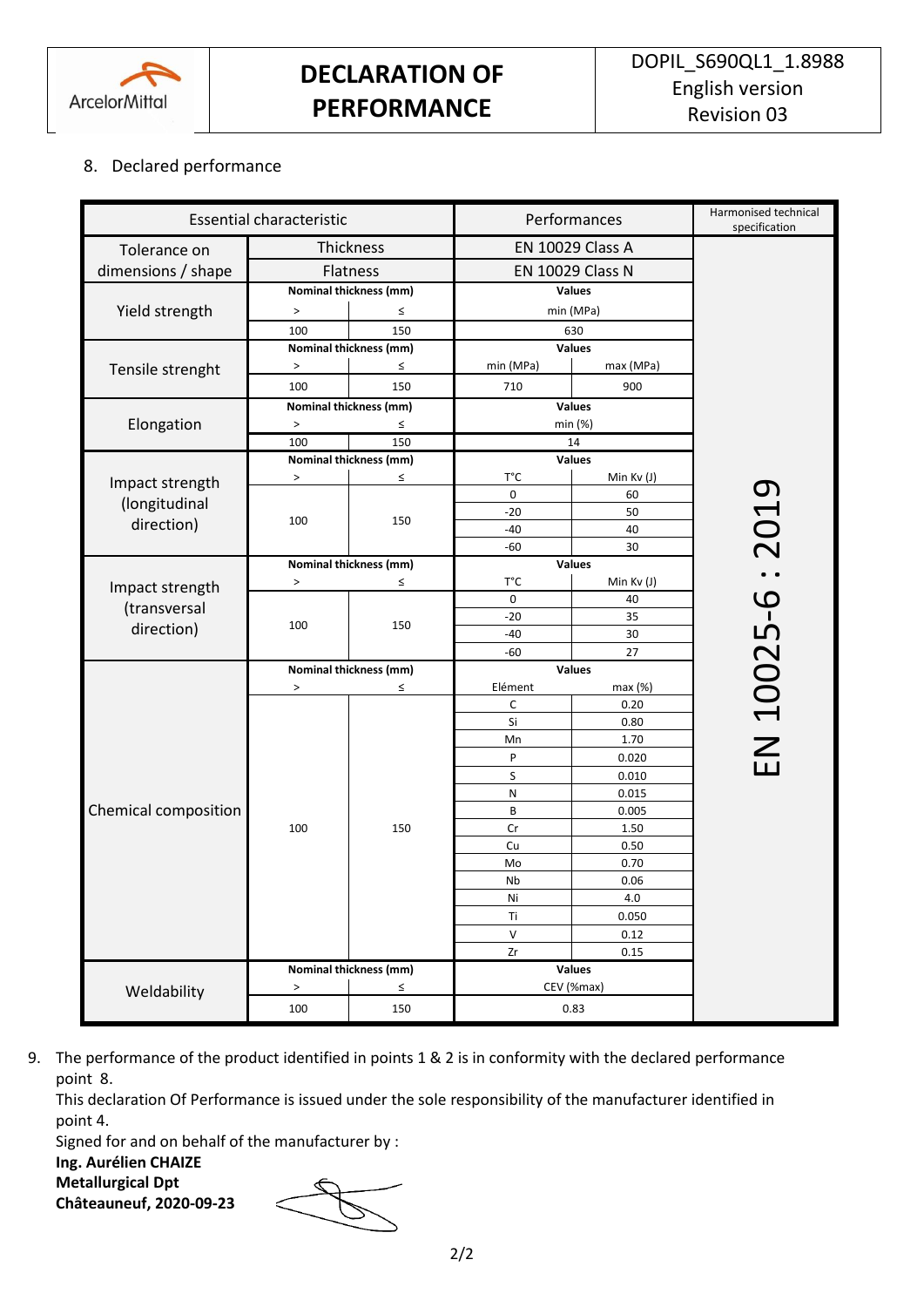| DECLARATION OF PERFORMANCE | DOPIL_S690QL1_1.8988 English version Revision 03 |
|---|---|

8. Declared performance

| Essential characteristic | | | Performances | | Harmonised technical specification |
|---|---|---|---|---|---|
| Tolerance on dimensions / shape | Thickness | | EN 10029 Class A | | EN 10025-6 : 2019 |
| | Flatness | | EN 10029 Class N | | |
| Yield strength | **Nominal thickness (mm)** | | **Values** | | |
| | > | ≤ | min (MPa) | | |
| | 100 | 150 | 630 | | |
| Tensile strenght | **Nominal thickness (mm)** | | **Values** | | |
| | > | ≤ | min (MPa) | max (MPa) | |
| | 100 | 150 | 710 | 900 | |
| Elongation | **Nominal thickness (mm)** | | **Values** | | |
| | > | ≤ | min (%) | | |
| | 100 | 150 | 14 | | |
| Impact strength (longitudinal direction) | **Nominal thickness (mm)** | | **Values** | | |
| | > | ≤ | T°C | Min Kv (J) | |
| | 100 | 150 | 0 | 60 | |
| | | | -20 | 50 | |
| | | | -40 | 40 | |
| | | | -60 | 30 | |
| Impact strength (transversal direction) | **Nominal thickness (mm)** | | **Values** | | |
| | > | ≤ | T°C | Min Kv (J) | |
| | 100 | 150 | 0 | 40 | |
| | | | -20 | 35 | |
| | | | -40 | 30 | |
| | | | -60 | 27 | |
| Chemical composition | **Nominal thickness (mm)** | | **Values** | | |
| | > | ≤ | Elément | max (%) | |
| | 100 | 150 | C | 0.20 | |
| | | | Si | 0.80 | |
| | | | Mn | 1.70 | |
| | | | P | 0.020 | |
| | | | S | 0.010 | |
| | | | N | 0.015 | |
| | | | B | 0.005 | |
| | | | Cr | 1.50 | |
| | | | Cu | 0.50 | |
| | | | Mo | 0.70 | |
| | | | Nb | 0.06 | |
| | | | Ni | 4.0 | |
| | | | Ti | 0.050 | |
| | | | V | 0.12 | |
| | | | Zr | 0.15 | |
| Weldability | **Nominal thickness (mm)** | | **Values** | | |
| | > | ≤ | CEV (%max) | | |
| | 100 | 150 | 0.83 | | |

9. The performance of the product identified in points 1 & 2 is in conformity with the declared performance point 8.
   This declaration Of Performance is issued under the sole responsibility of the manufacturer identified in point 4.
   Signed for and on behalf of the manufacturer by :
   **Ing. Aurélien CHAIZE**
   **Metallurgical Dpt**
   **Châteauneuf, 2020-09-23**